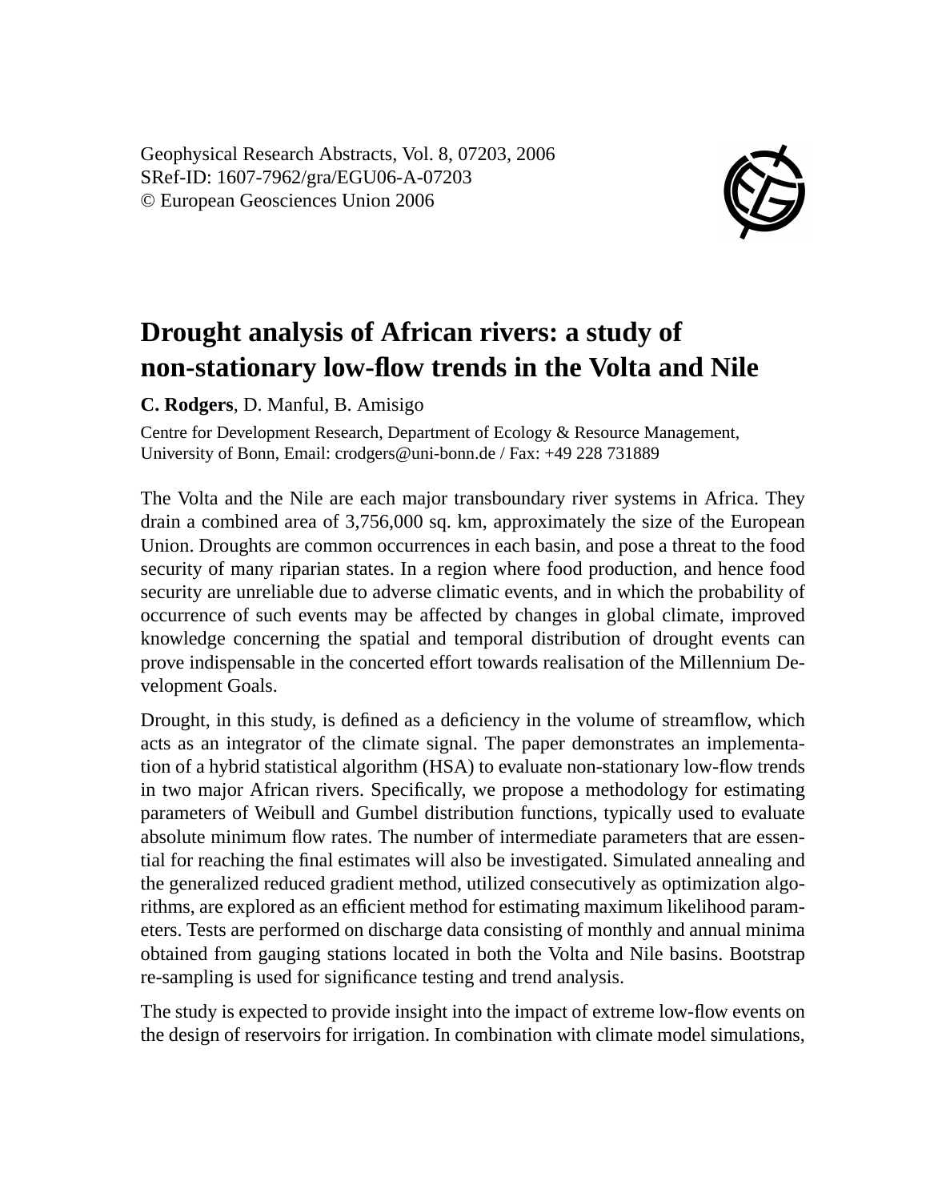# Drought analysis of African rivers: a study of non-stationary low-flow trends in the Volta and Nile

**C. Rodgers**, D. Manful, B. Amisigo

Centre for Development Research, Department of Ecology & Resource Management, University of Bonn, Email: crodgers@uni-bonn.de / Fax: +49 228 731889

The Volta and the Nile are each major transboundary river systems in Africa. They drain a combined area of 3,756,000 sq. km, approximately the size of the European Union. Droughts are common occurrences in each basin, and pose a threat to the food security of many riparian states. In a region where food production, and hence food security are unreliable due to adverse climatic events, and in which the probability of occurrence of such events may be affected by changes in global climate, improved knowledge concerning the spatial and temporal distribution of drought events can prove indispensable in the concerted effort towards realisation of the Millennium Development Goals.

Drought, in this study, is defined as a deficiency in the volume of streamflow, which acts as an integrator of the climate signal. The paper demonstrates an implementation of a hybrid statistical algorithm (HSA) to evaluate non-stationary low-flow trends in two major African rivers. Specifically, we propose a methodology for estimating parameters of Weibull and Gumbel distribution functions, typically used to evaluate absolute minimum flow rates. The number of intermediate parameters that are essential for reaching the final estimates will also be investigated. Simulated annealing and the generalized reduced gradient method, utilized consecutively as optimization algorithms, are explored as an efficient method for estimating maximum likelihood parameters. Tests are performed on discharge data consisting of monthly and annual minima obtained from gauging stations located in both the Volta and Nile basins. Bootstrap re-sampling is used for significance testing and trend analysis.

The study is expected to provide insight into the impact of extreme low-flow events on the design of reservoirs for irrigation. In combination with climate model simulations,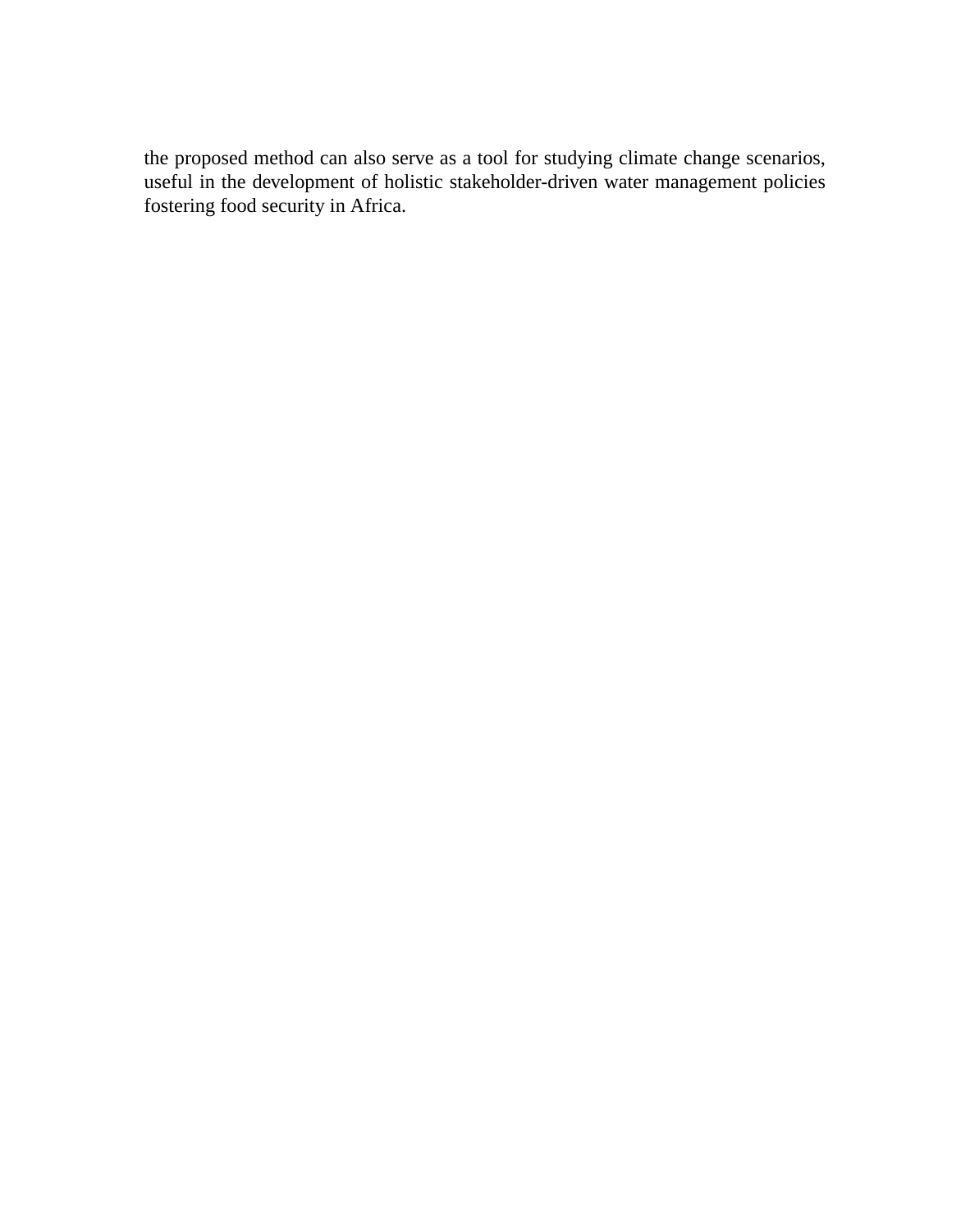the proposed method can also serve as a tool for studying climate change scenarios, useful in the development of holistic stakeholder-driven water management policies fostering food security in Africa.